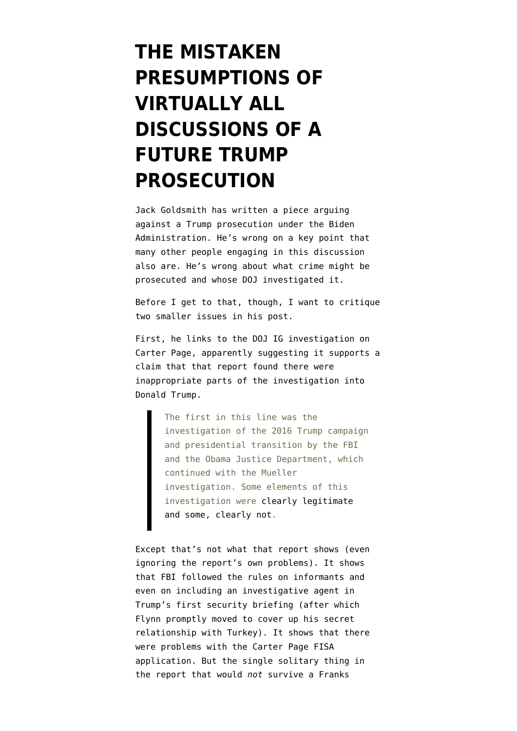# THE MISTAKEN PRESUMPTIONS OF VIRTUALLY ALL DISCUSSIONS OF A FUTURE TRUMP PROSECUTION

Jack Goldsmith has written a piece arguing against a Trump prosecution under the Biden Administration. He's wrong on a key point that many other people engaging in this discussion also are. He's wrong about what crime might be prosecuted and whose DOJ investigated it.

Before I get to that, though, I want to critique two smaller issues in his post.

First, he links to the DOJ IG investigation on Carter Page, apparently suggesting it supports a claim that that report found there were inappropriate parts of the investigation into Donald Trump.

> The first in this line was the investigation of the 2016 Trump campaign and presidential transition by the FBI and the Obama Justice Department, which continued with the Mueller investigation. Some elements of this investigation were clearly legitimate and some, clearly not.

Except that's not what that report shows (even ignoring the report's own problems). It shows that FBI followed the rules on informants and even on including an investigative agent in Trump's first security briefing (after which Flynn promptly moved to cover up his secret relationship with Turkey). It shows that there were problems with the Carter Page FISA application. But the single solitary thing in the report that would *not* survive a Franks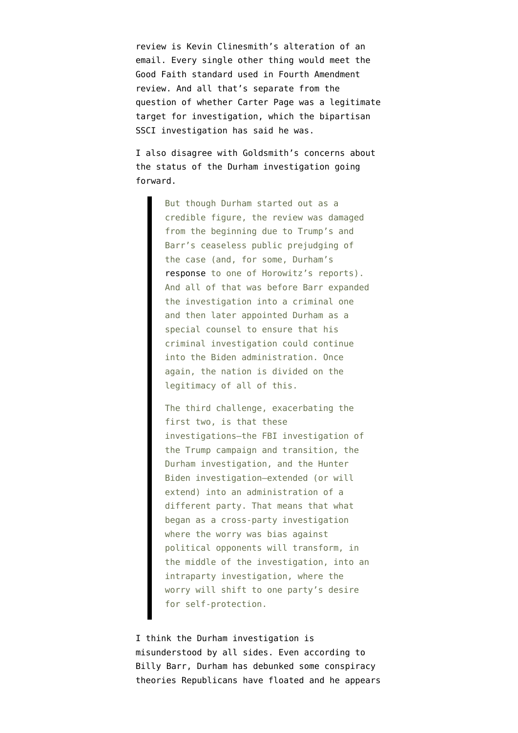review is Kevin Clinesmith's alteration of an email. Every single other thing would meet the Good Faith standard used in Fourth Amendment review. And all that's separate from the question of whether Carter Page was a legitimate target for investigation, which the bipartisan SSCI investigation has said he was.

I also disagree with Goldsmith's concerns about the status of the Durham investigation going forward.

> But though Durham started out as a credible figure, the review was damaged from the beginning due to Trump's and Barr's ceaseless public prejudging of the case (and, for some, Durham's response to one of Horowitz's reports). And all of that was before Barr expanded the investigation into a criminal one and then later appointed Durham as a special counsel to ensure that his criminal investigation could continue into the Biden administration. Once again, the nation is divided on the legitimacy of all of this.
>
> The third challenge, exacerbating the first two, is that these investigations—the FBI investigation of the Trump campaign and transition, the Durham investigation, and the Hunter Biden investigation—extended (or will extend) into an administration of a different party. That means that what began as a cross-party investigation where the worry was bias against political opponents will transform, in the middle of the investigation, into an intraparty investigation, where the worry will shift to one party's desire for self-protection.

I think the Durham investigation is misunderstood by all sides. Even according to Billy Barr, Durham has debunked some conspiracy theories Republicans have floated and he appears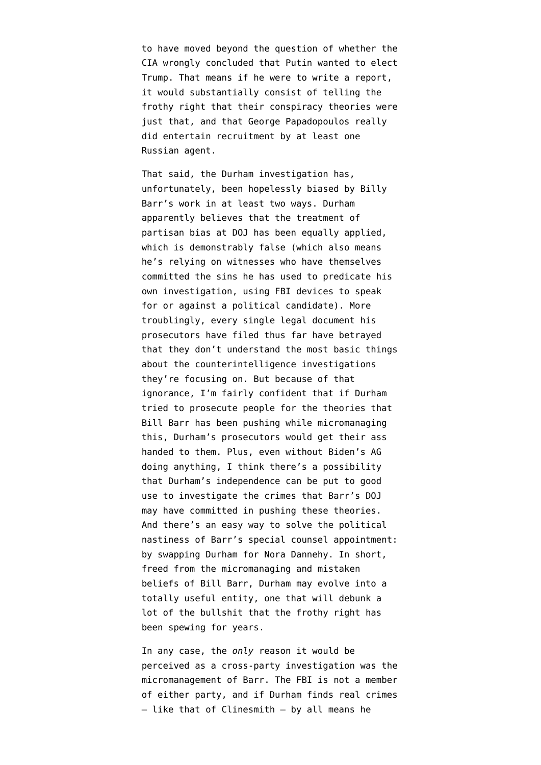to have moved beyond the question of whether the CIA wrongly concluded that Putin wanted to elect Trump. That means if he were to write a report, it would substantially consist of telling the frothy right that their conspiracy theories were just that, and that George Papadopoulos really did entertain recruitment by at least one Russian agent.

That said, the Durham investigation has, unfortunately, been hopelessly biased by Billy Barr's work in at least two ways. Durham apparently believes that the treatment of partisan bias at DOJ has been equally applied, which is demonstrably false (which also means he's relying on witnesses who have themselves committed the sins he has used to predicate his own investigation, using FBI devices to speak for or against a political candidate). More troublingly, every single legal document his prosecutors have filed thus far have betrayed that they don't understand the most basic things about the counterintelligence investigations they're focusing on. But because of that ignorance, I'm fairly confident that if Durham tried to prosecute people for the theories that Bill Barr has been pushing while micromanaging this, Durham's prosecutors would get their ass handed to them. Plus, even without Biden's AG doing anything, I think there's a possibility that Durham's independence can be put to good use to investigate the crimes that Barr's DOJ may have committed in pushing these theories. And there's an easy way to solve the political nastiness of Barr's special counsel appointment: by swapping Durham for Nora Dannehy. In short, freed from the micromanaging and mistaken beliefs of Bill Barr, Durham may evolve into a totally useful entity, one that will debunk a lot of the bullshit that the frothy right has been spewing for years.

In any case, the *only* reason it would be perceived as a cross-party investigation was the micromanagement of Barr. The FBI is not a member of either party, and if Durham finds real crimes — like that of Clinesmith — by all means he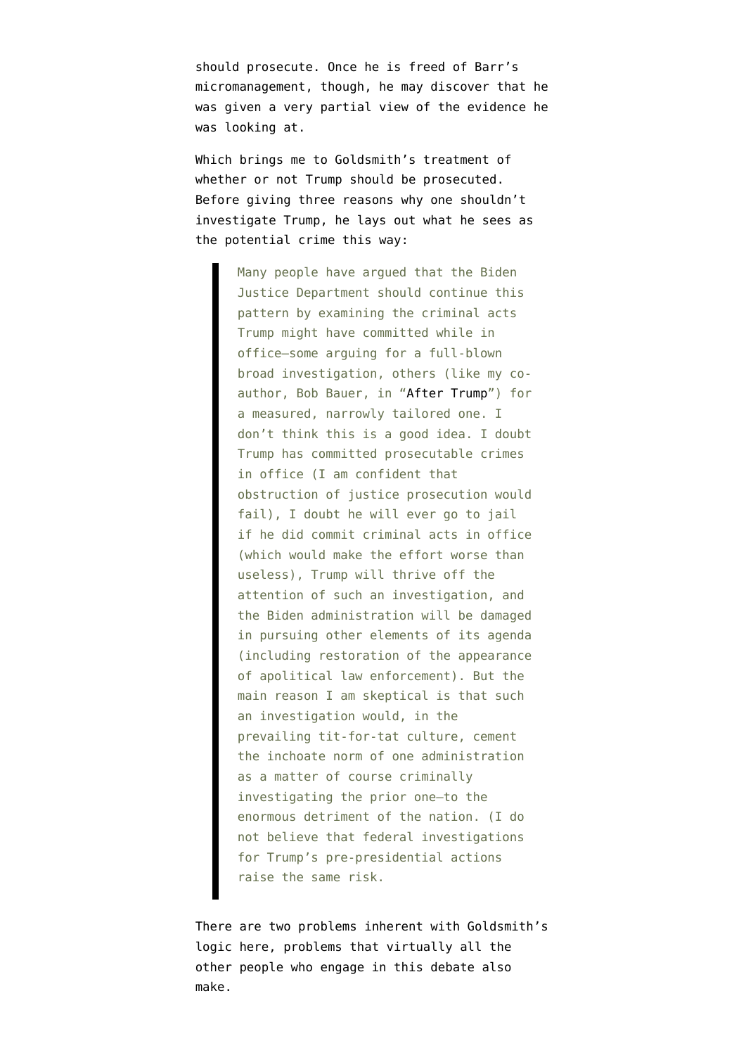should prosecute. Once he is freed of Barr's micromanagement, though, he may discover that he was given a very partial view of the evidence he was looking at.

Which brings me to Goldsmith's treatment of whether or not Trump should be prosecuted. Before giving three reasons why one shouldn't investigate Trump, he lays out what he sees as the potential crime this way:

> Many people have argued that the Biden Justice Department should continue this pattern by examining the criminal acts Trump might have committed while in office—some arguing for a full-blown broad investigation, others (like my co-author, Bob Bauer, in "After Trump") for a measured, narrowly tailored one. I don't think this is a good idea. I doubt Trump has committed prosecutable crimes in office (I am confident that obstruction of justice prosecution would fail), I doubt he will ever go to jail if he did commit criminal acts in office (which would make the effort worse than useless), Trump will thrive off the attention of such an investigation, and the Biden administration will be damaged in pursuing other elements of its agenda (including restoration of the appearance of apolitical law enforcement). But the main reason I am skeptical is that such an investigation would, in the prevailing tit-for-tat culture, cement the inchoate norm of one administration as a matter of course criminally investigating the prior one—to the enormous detriment of the nation. (I do not believe that federal investigations for Trump's pre-presidential actions raise the same risk.

There are two problems inherent with Goldsmith's logic here, problems that virtually all the other people who engage in this debate also make.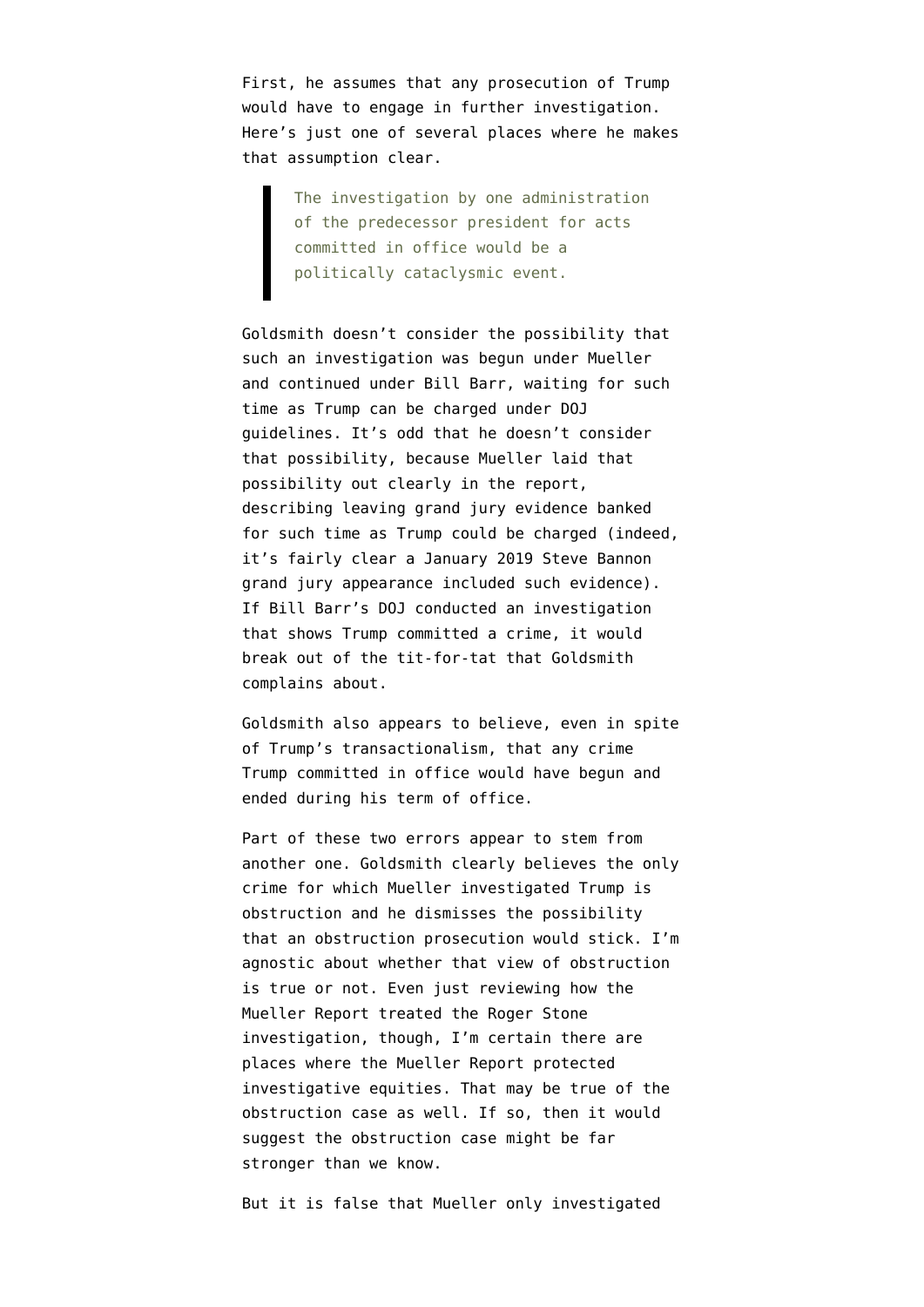First, he assumes that any prosecution of Trump would have to engage in further investigation. Here's just one of several places where he makes that assumption clear.

> The investigation by one administration of the predecessor president for acts committed in office would be a politically cataclysmic event.

Goldsmith doesn't consider the possibility that such an investigation was begun under Mueller and continued under Bill Barr, waiting for such time as Trump can be charged under DOJ guidelines. It's odd that he doesn't consider that possibility, because Mueller laid that possibility out clearly in the report, describing leaving grand jury evidence banked for such time as Trump could be charged (indeed, it's fairly clear a January 2019 Steve Bannon grand jury appearance included such evidence). If Bill Barr's DOJ conducted an investigation that shows Trump committed a crime, it would break out of the tit-for-tat that Goldsmith complains about.

Goldsmith also appears to believe, even in spite of Trump's transactionalism, that any crime Trump committed in office would have begun and ended during his term of office.

Part of these two errors appear to stem from another one. Goldsmith clearly believes the only crime for which Mueller investigated Trump is obstruction and he dismisses the possibility that an obstruction prosecution would stick. I'm agnostic about whether that view of obstruction is true or not. Even just reviewing how the Mueller Report treated the Roger Stone investigation, though, I'm certain there are places where the Mueller Report protected investigative equities. That may be true of the obstruction case as well. If so, then it would suggest the obstruction case might be far stronger than we know.

But it is false that Mueller only investigated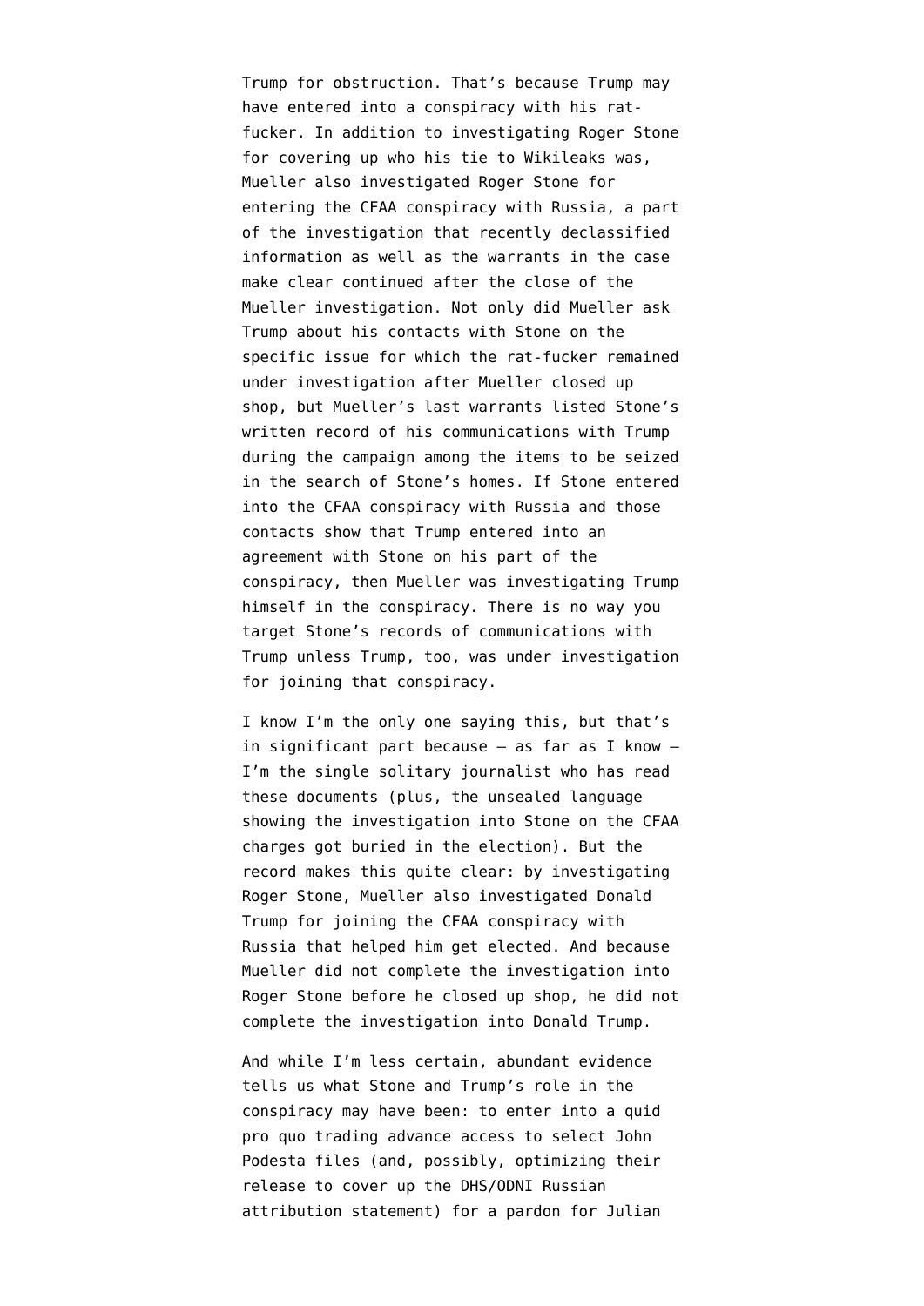Trump for obstruction. That's because Trump may have entered into a conspiracy with his rat-fucker. In addition to investigating Roger Stone for covering up who his tie to Wikileaks was, Mueller also investigated Roger Stone for entering the CFAA conspiracy with Russia, a part of the investigation that recently declassified information as well as the warrants in the case make clear continued after the close of the Mueller investigation. Not only did Mueller ask Trump about his contacts with Stone on the specific issue for which the rat-fucker remained under investigation after Mueller closed up shop, but Mueller's last warrants listed Stone's written record of his communications with Trump during the campaign among the items to be seized in the search of Stone's homes. If Stone entered into the CFAA conspiracy with Russia and those contacts show that Trump entered into an agreement with Stone on his part of the conspiracy, then Mueller was investigating Trump himself in the conspiracy. There is no way you target Stone's records of communications with Trump unless Trump, too, was under investigation for joining that conspiracy.

I know I'm the only one saying this, but that's in significant part because — as far as I know — I'm the single solitary journalist who has read these documents (plus, the unsealed language showing the investigation into Stone on the CFAA charges got buried in the election). But the record makes this quite clear: by investigating Roger Stone, Mueller also investigated Donald Trump for joining the CFAA conspiracy with Russia that helped him get elected. And because Mueller did not complete the investigation into Roger Stone before he closed up shop, he did not complete the investigation into Donald Trump.

And while I'm less certain, abundant evidence tells us what Stone and Trump's role in the conspiracy may have been: to enter into a quid pro quo trading advance access to select John Podesta files (and, possibly, optimizing their release to cover up the DHS/ODNI Russian attribution statement) for a pardon for Julian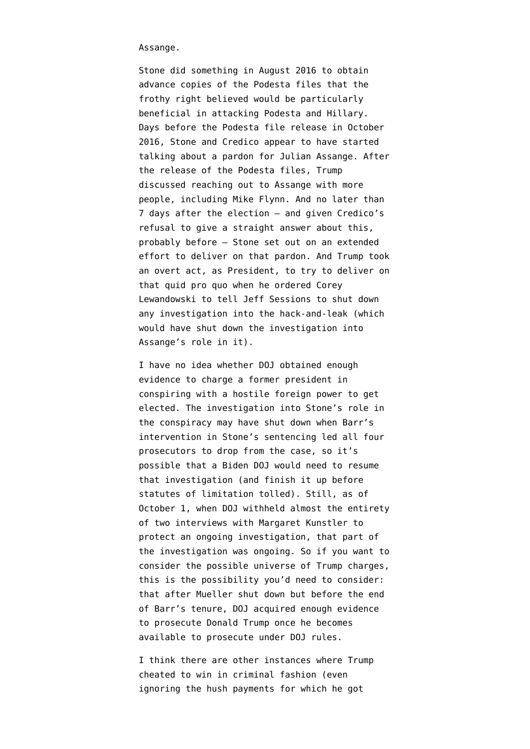Assange.

Stone did something in August 2016 to obtain advance copies of the Podesta files that the frothy right believed would be particularly beneficial in attacking Podesta and Hillary. Days before the Podesta file release in October 2016, Stone and Credico appear to have started talking about a pardon for Julian Assange. After the release of the Podesta files, Trump discussed reaching out to Assange with more people, including Mike Flynn. And no later than 7 days after the election — and given Credico's refusal to give a straight answer about this, probably before — Stone set out on an extended effort to deliver on that pardon. And Trump took an overt act, as President, to try to deliver on that quid pro quo when he ordered Corey Lewandowski to tell Jeff Sessions to shut down any investigation into the hack-and-leak (which would have shut down the investigation into Assange's role in it).

I have no idea whether DOJ obtained enough evidence to charge a former president in conspiring with a hostile foreign power to get elected. The investigation into Stone's role in the conspiracy may have shut down when Barr's intervention in Stone's sentencing led all four prosecutors to drop from the case, so it's possible that a Biden DOJ would need to resume that investigation (and finish it up before statutes of limitation tolled). Still, as of October 1, when DOJ withheld almost the entirety of two interviews with Margaret Kunstler to protect an ongoing investigation, that part of the investigation was ongoing. So if you want to consider the possible universe of Trump charges, this is the possibility you'd need to consider: that after Mueller shut down but before the end of Barr's tenure, DOJ acquired enough evidence to prosecute Donald Trump once he becomes available to prosecute under DOJ rules.

I think there are other instances where Trump cheated to win in criminal fashion (even ignoring the hush payments for which he got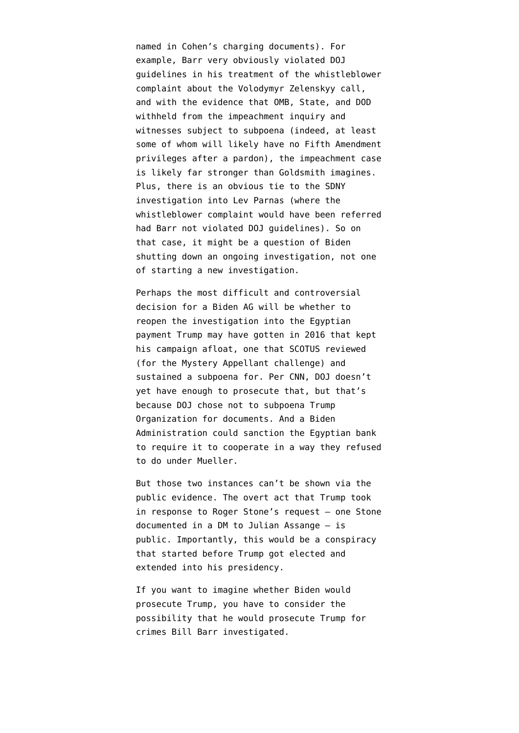named in Cohen's charging documents). For example, Barr very obviously violated DOJ guidelines in his treatment of the whistleblower complaint about the Volodymyr Zelenskyy call, and with the evidence that OMB, State, and DOD withheld from the impeachment inquiry and witnesses subject to subpoena (indeed, at least some of whom will likely have no Fifth Amendment privileges after a pardon), the impeachment case is likely far stronger than Goldsmith imagines. Plus, there is an obvious tie to the SDNY investigation into Lev Parnas (where the whistleblower complaint would have been referred had Barr not violated DOJ guidelines). So on that case, it might be a question of Biden shutting down an ongoing investigation, not one of starting a new investigation.

Perhaps the most difficult and controversial decision for a Biden AG will be whether to reopen the investigation into the Egyptian payment Trump may have gotten in 2016 that kept his campaign afloat, one that SCOTUS reviewed (for the Mystery Appellant challenge) and sustained a subpoena for. Per CNN, DOJ doesn't yet have enough to prosecute that, but that's because DOJ chose not to subpoena Trump Organization for documents. And a Biden Administration could sanction the Egyptian bank to require it to cooperate in a way they refused to do under Mueller.

But those two instances can't be shown via the public evidence. The overt act that Trump took in response to Roger Stone's request — one Stone documented in a DM to Julian Assange — is public. Importantly, this would be a conspiracy that started before Trump got elected and extended into his presidency.

If you want to imagine whether Biden would prosecute Trump, you have to consider the possibility that he would prosecute Trump for crimes Bill Barr investigated.